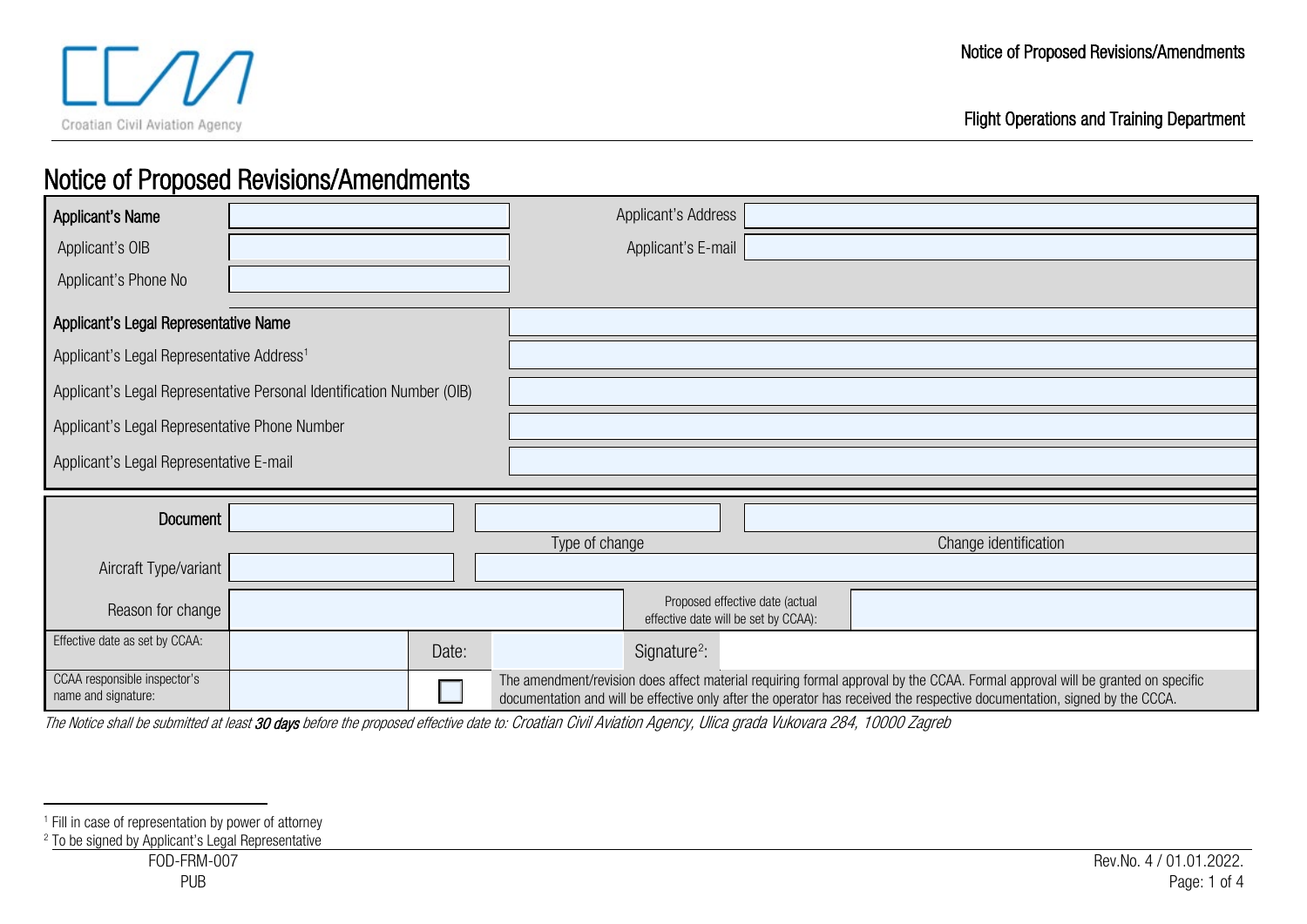# Notice of Proposed Revisions/Amendments

| | | | |
|---|---|---|---|
| **Applicant's Name** | | Applicant's Address | |
| Applicant's OIB | | Applicant's E-mail | |
| Applicant's Phone No | | | |

| | |
|---|---|
| **Applicant's Legal Representative Name** | |
| Applicant's Legal Representative Address[1] | |
| Applicant's Legal Representative Personal Identification Number (OIB) | |
| Applicant's Legal Representative Phone Number | |
| Applicant's Legal Representative E-mail | |

| | | | | |
|---|---|---|---|---|
| **Document** | | | | |
| | | Type of change | | Change identification |
| Aircraft Type/variant | | | | |
| Reason for change | | | Proposed effective date (actual effective date will be set by CCAA): | |
| Effective date as set by CCAA: | | Date: | | Signature[2]: |
| CCAA responsible inspector's name and signature: | | ☐ | The amendment/revision does affect material requiring formal approval by the CCAA. Formal approval will be granted on specific documentation and will be effective only after the operator has received the respective documentation, signed by the CCCA. | |

*The Notice shall be submitted at least **30 days** before the proposed effective date to: Croatian Civil Aviation Agency, Ulica grada Vukovara 284, 10000 Zagreb*

[1] Fill in case of representation by power of attorney

[2] To be signed by Applicant's Legal Representative

FOD-FRM-007
PUB

Rev.No. 4 / 01.01.2022.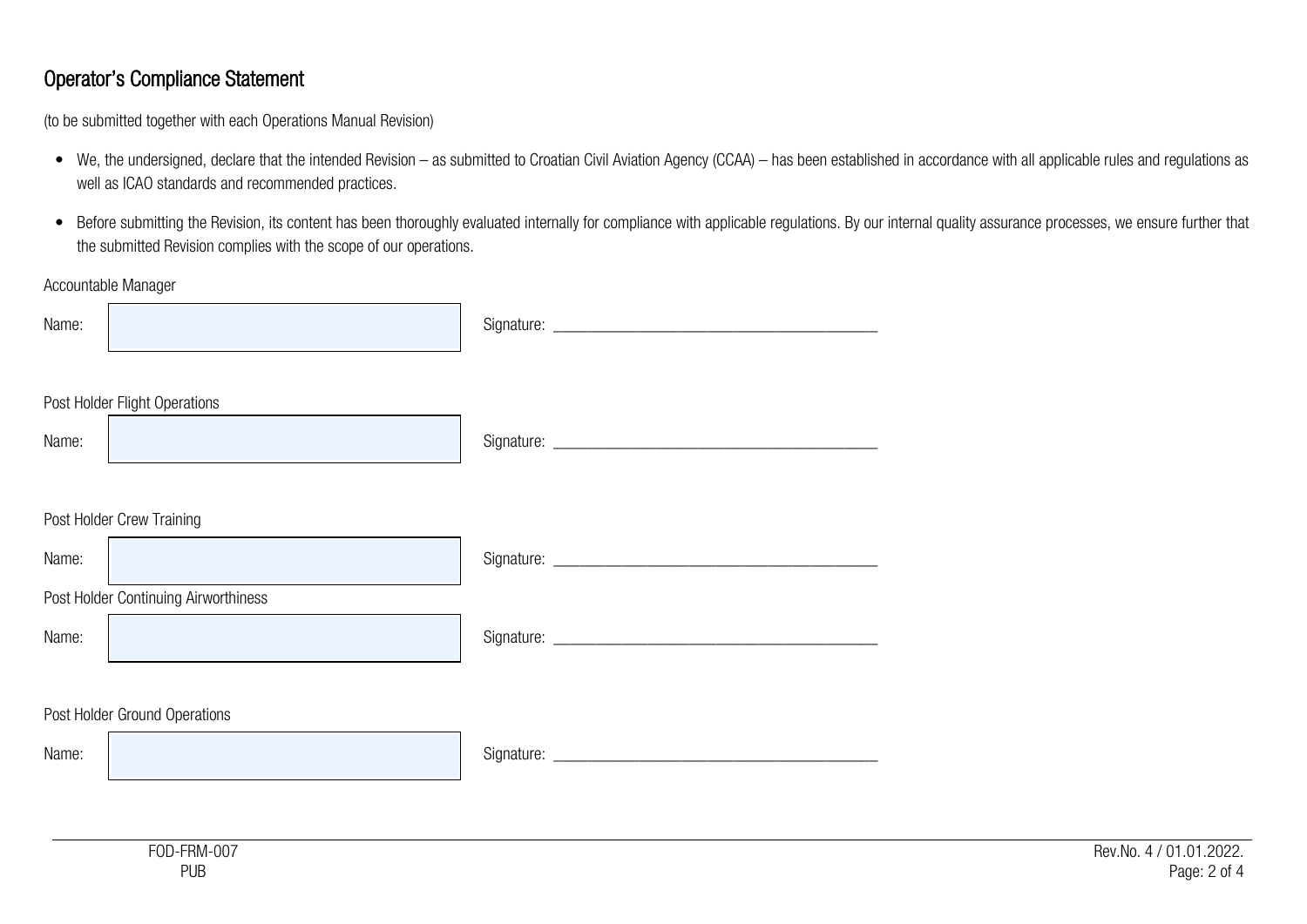## Operator's Compliance Statement

(to be submitted together with each Operations Manual Revision)

- We, the undersigned, declare that the intended Revision – as submitted to Croatian Civil Aviation Agency (CCAA) – has been established in accordance with all applicable rules and regulations as well as ICAO standards and recommended practices.
- Before submitting the Revision, its content has been thoroughly evaluated internally for compliance with applicable regulations. By our internal quality assurance processes, we ensure further that the submitted Revision complies with the scope of our operations.

Accountable Manager

Name: Signature: ________________________________________

Post Holder Flight Operations

Name: Signature: ________________________________________

Post Holder Crew Training

Name: Signature: ________________________________________

Post Holder Continuing Airworthiness

Name: Signature: ________________________________________

Post Holder Ground Operations

Name: Signature: ________________________________________

FOD-FRM-007
PUB

Rev.No. 4 / 01.01.2022.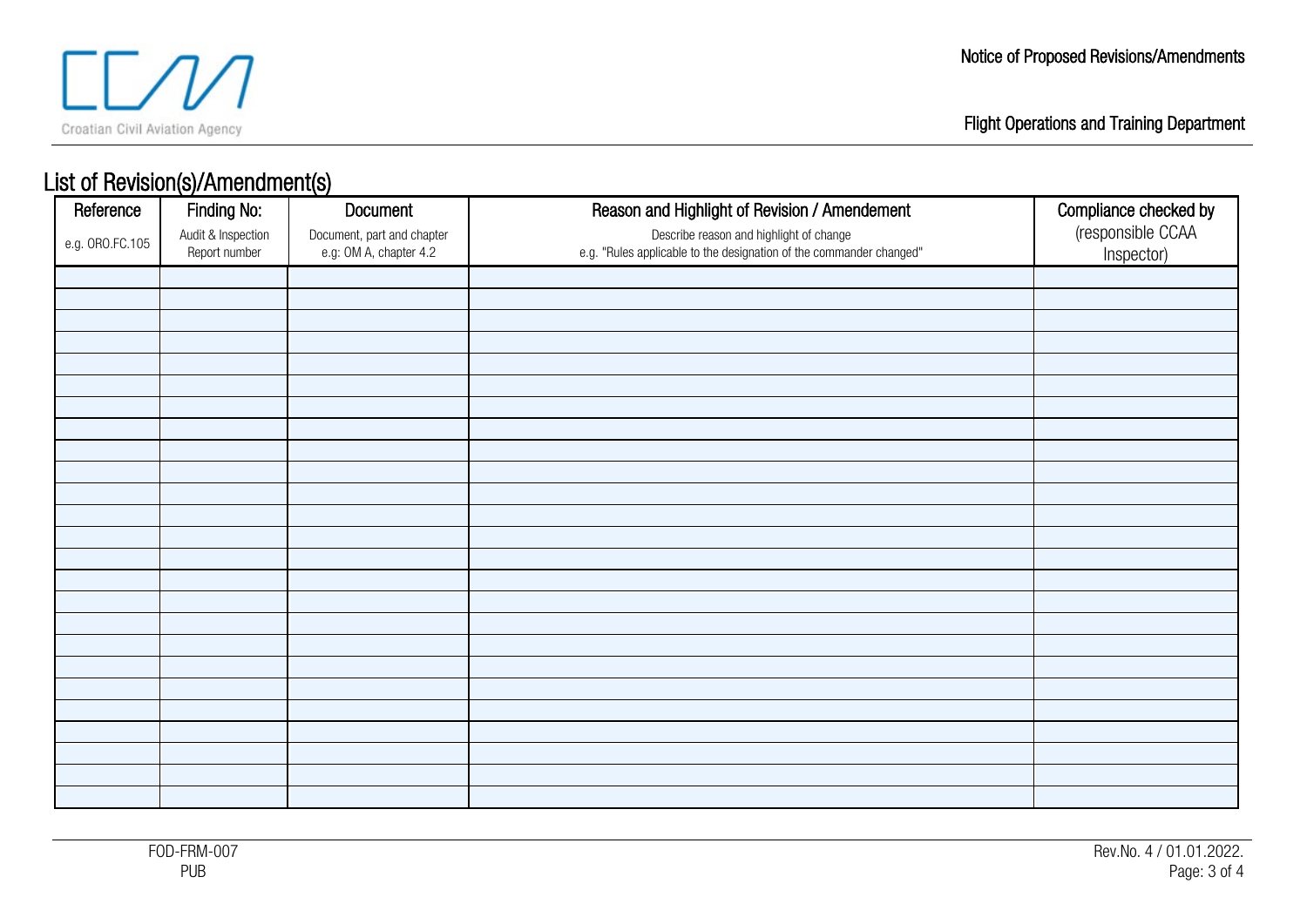## List of Revision(s)/Amendment(s)

| Reference<br>e.g. ORO.FC.105 | Finding No:<br>Audit & Inspection Report number | Document<br>Document, part and chapter e.g: OM A, chapter 4.2 | Reason and Highlight of Revision / Amendement<br>Describe reason and highlight of change e.g. "Rules applicable to the designation of the commander changed" | Compliance checked by<br>(responsible CCAA Inspector) |
|---|---|---|---|---|
| | | | | |
| | | | | |
| | | | | |
| | | | | |
| | | | | |
| | | | | |
| | | | | |
| | | | | |
| | | | | |
| | | | | |
| | | | | |
| | | | | |
| | | | | |
| | | | | |
| | | | | |
| | | | | |
| | | | | |
| | | | | |
| | | | | |
| | | | | |
| | | | | |
| | | | | |
| | | | | |
| | | | | |
| | | | | |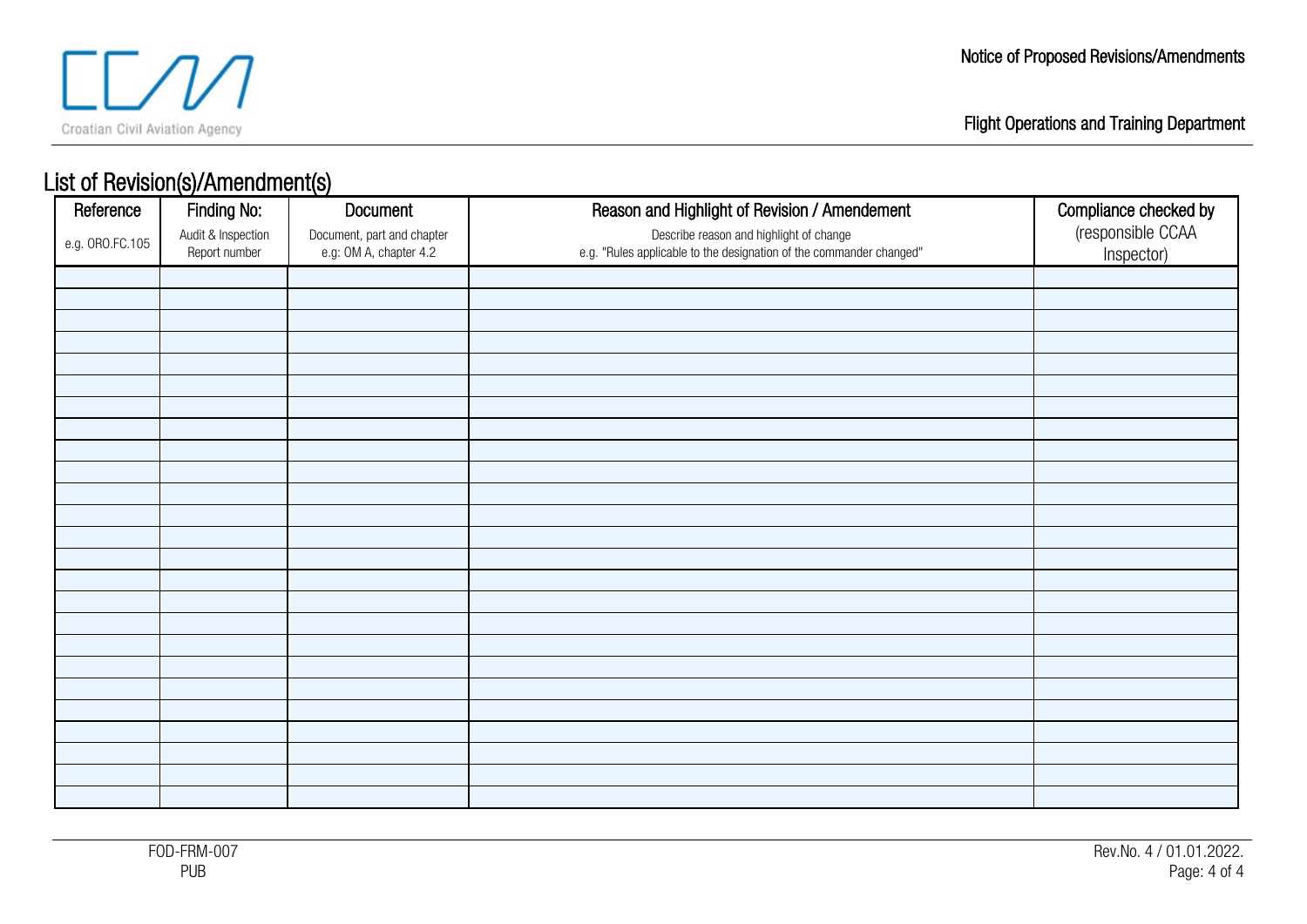## List of Revision(s)/Amendment(s)

| Reference<br>e.g. ORO.FC.105 | Finding No:<br>Audit & Inspection Report number | Document<br>Document, part and chapter e.g: OM A, chapter 4.2 | Reason and Highlight of Revision / Amendement<br>Describe reason and highlight of change e.g. "Rules applicable to the designation of the commander changed" | Compliance checked by (responsible CCAA Inspector) |
|---|---|---|---|---|
| | | | | |
| | | | | |
| | | | | |
| | | | | |
| | | | | |
| | | | | |
| | | | | |
| | | | | |
| | | | | |
| | | | | |
| | | | | |
| | | | | |
| | | | | |
| | | | | |
| | | | | |
| | | | | |
| | | | | |
| | | | | |
| | | | | |
| | | | | |
| | | | | |
| | | | | |
| | | | | |
| | | | | |
| | | | | |